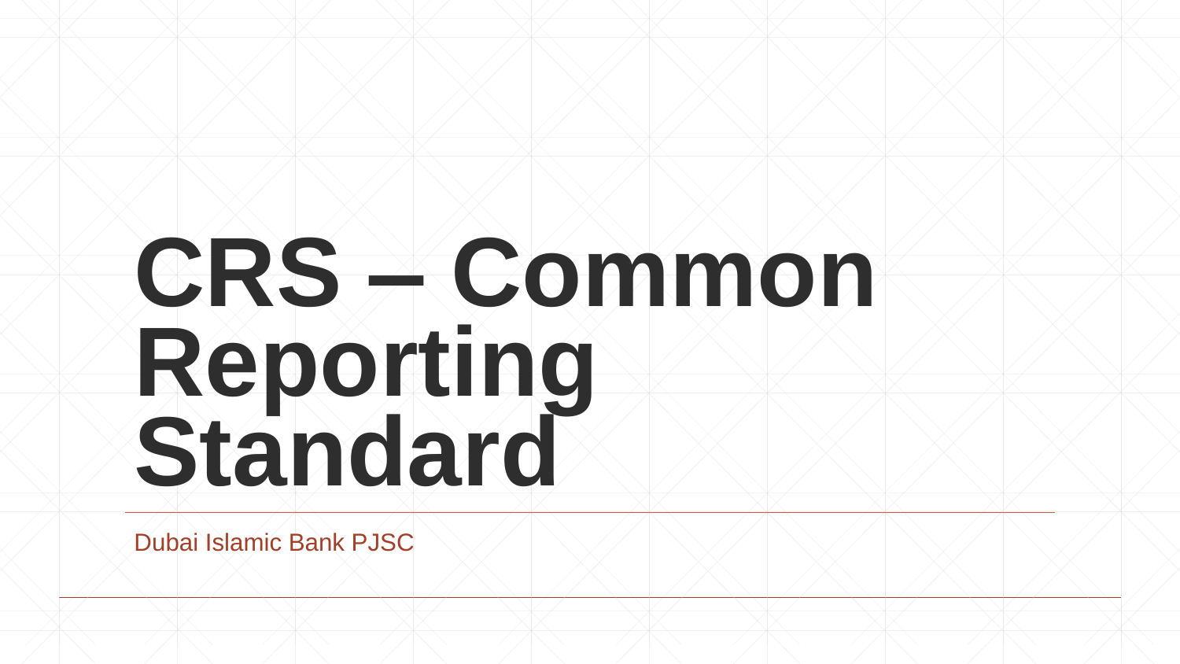# CRS – Common Reporting Standard

Dubai Islamic Bank PJSC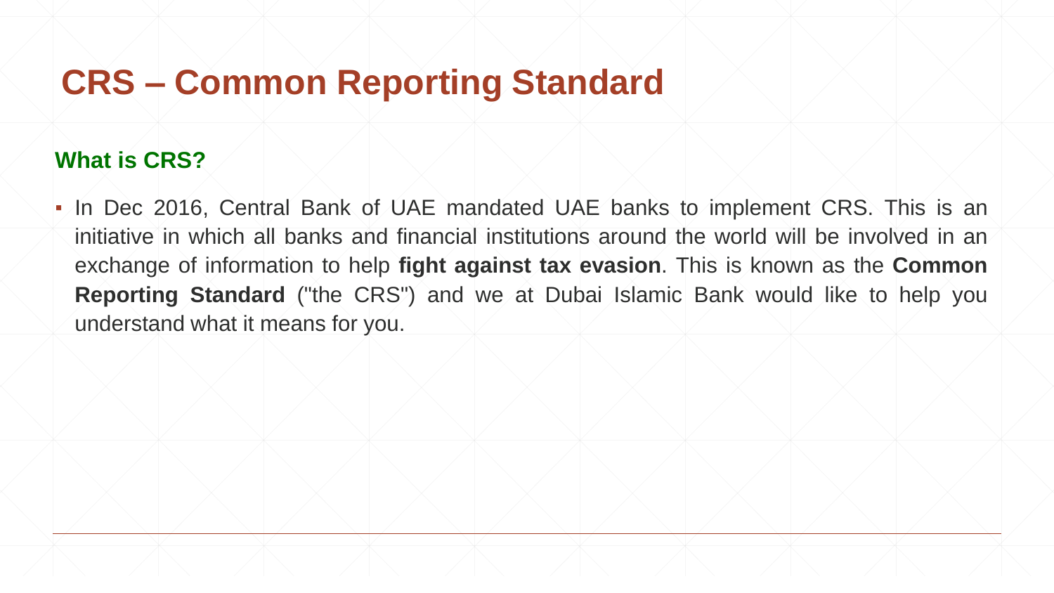# CRS – Common Reporting Standard

## What is CRS?

- In Dec 2016, Central Bank of UAE mandated UAE banks to implement CRS. This is an initiative in which all banks and financial institutions around the world will be involved in an exchange of information to help **fight against tax evasion**. This is known as the **Common Reporting Standard** ("the CRS") and we at Dubai Islamic Bank would like to help you understand what it means for you.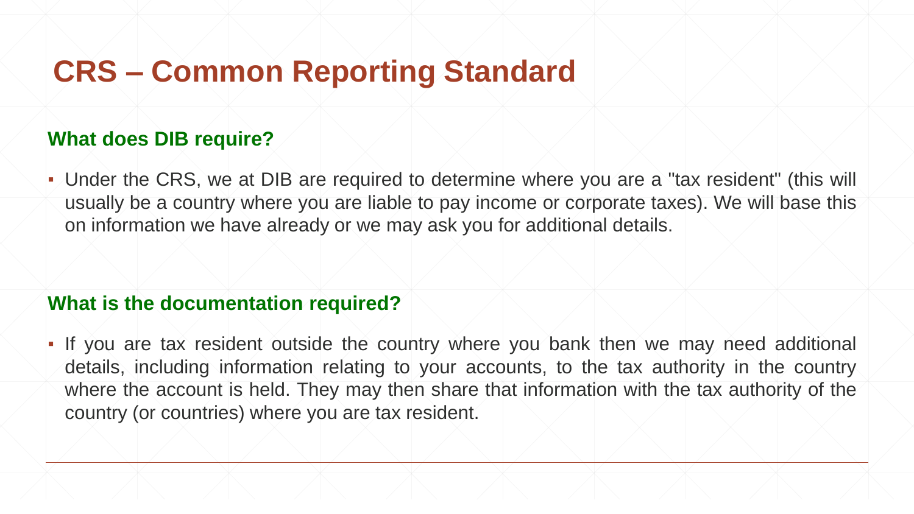# CRS – Common Reporting Standard

## What does DIB require?

- Under the CRS, we at DIB are required to determine where you are a "tax resident" (this will usually be a country where you are liable to pay income or corporate taxes). We will base this on information we have already or we may ask you for additional details.

## What is the documentation required?

- If you are tax resident outside the country where you bank then we may need additional details, including information relating to your accounts, to the tax authority in the country where the account is held. They may then share that information with the tax authority of the country (or countries) where you are tax resident.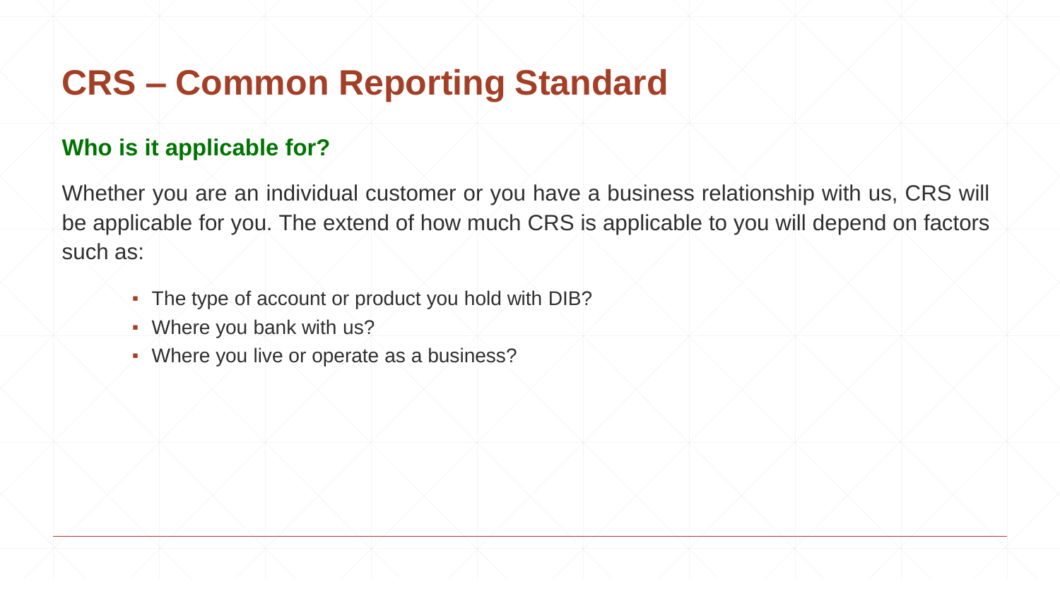# CRS – Common Reporting Standard

## Who is it applicable for?

Whether you are an individual customer or you have a business relationship with us, CRS will be applicable for you. The extend of how much CRS is applicable to you will depend on factors such as:

- The type of account or product you hold with DIB?
- Where you bank with us?
- Where you live or operate as a business?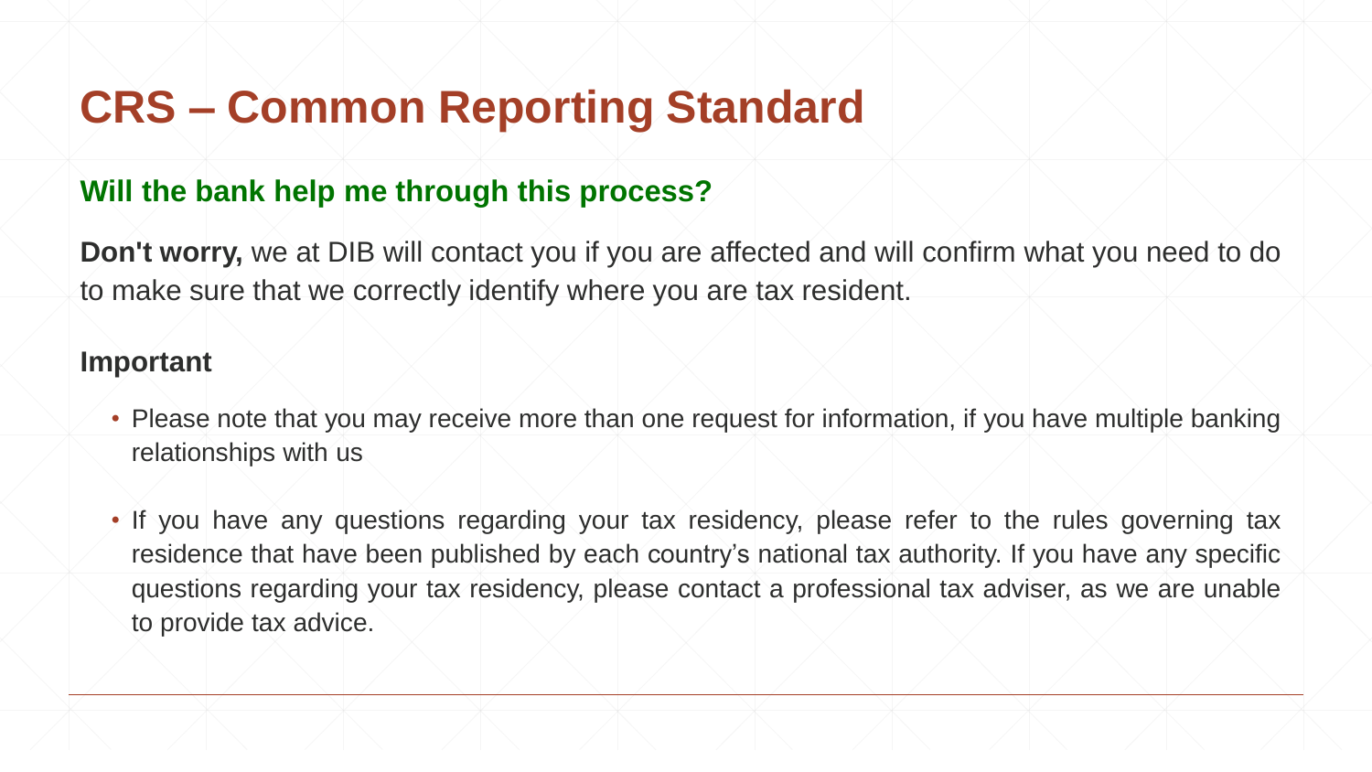# CRS – Common Reporting Standard

## Will the bank help me through this process?

**Don't worry,** we at DIB will contact you if you are affected and will confirm what you need to do to make sure that we correctly identify where you are tax resident.

### Important

- Please note that you may receive more than one request for information, if you have multiple banking relationships with us
- If you have any questions regarding your tax residency, please refer to the rules governing tax residence that have been published by each country's national tax authority. If you have any specific questions regarding your tax residency, please contact a professional tax adviser, as we are unable to provide tax advice.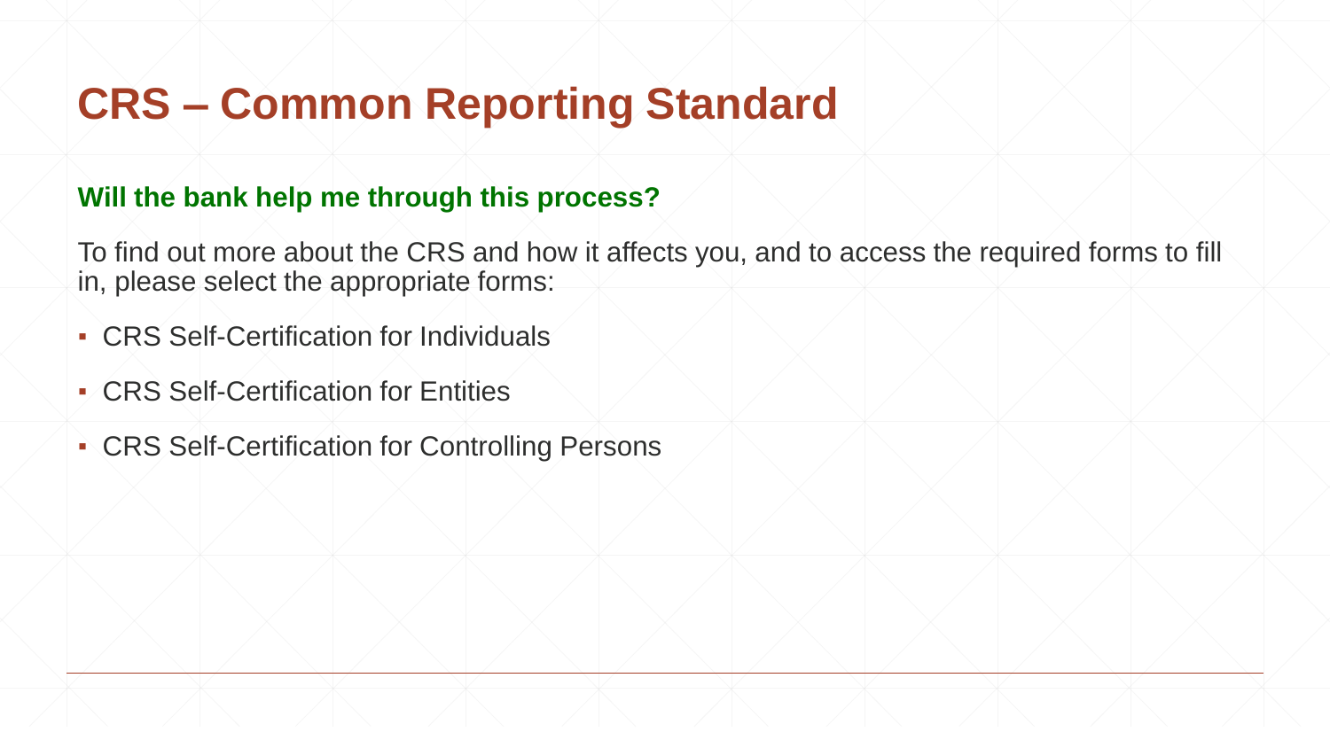# CRS – Common Reporting Standard

**Will the bank help me through this process?**

To find out more about the CRS and how it affects you, and to access the required forms to fill in, please select the appropriate forms:

- CRS Self-Certification for Individuals
- CRS Self-Certification for Entities
- CRS Self-Certification for Controlling Persons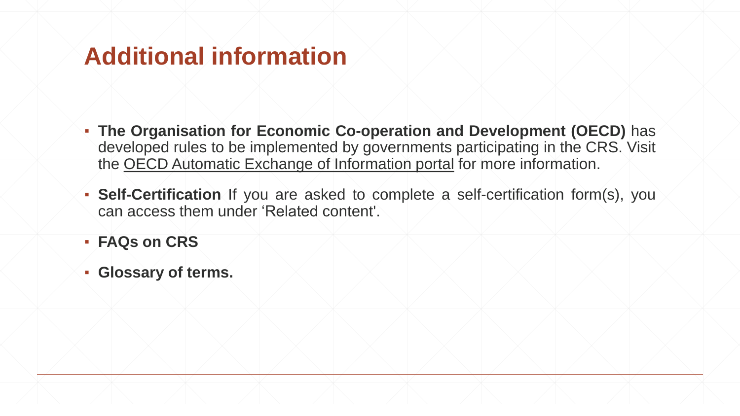# Additional information

- **The Organisation for Economic Co-operation and Development (OECD)** has developed rules to be implemented by governments participating in the CRS. Visit the OECD Automatic Exchange of Information portal for more information.
- **Self-Certification** If you are asked to complete a self-certification form(s), you can access them under 'Related content'.
- **FAQs on CRS**
- **Glossary of terms.**